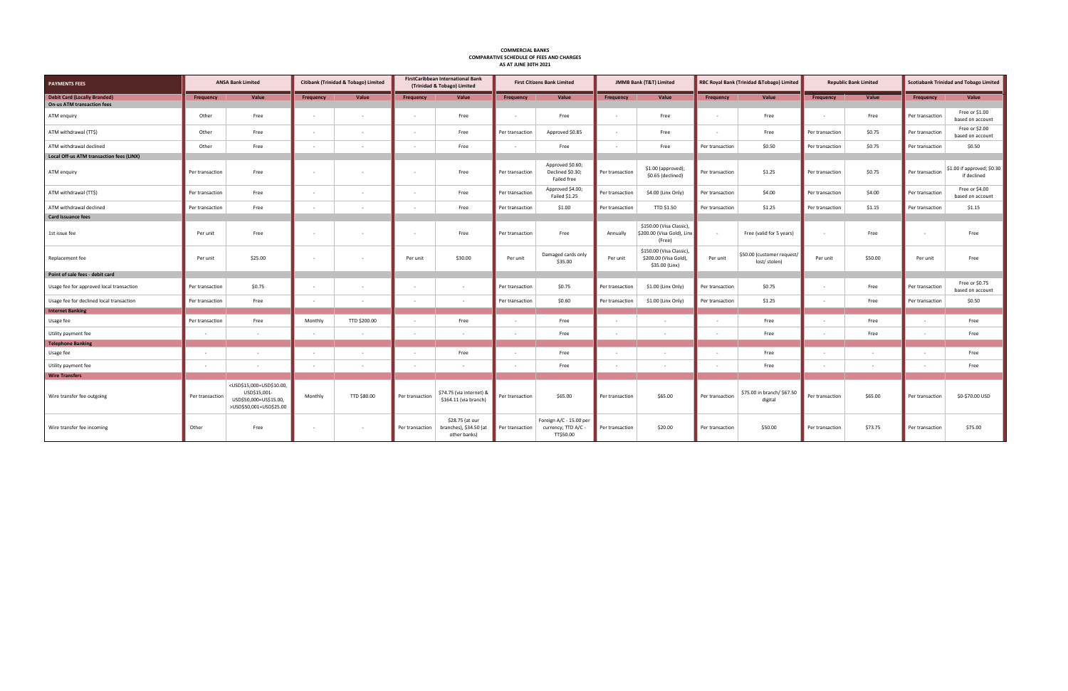# COMMERCIAL BANKS
## COMPARATIVE SCHEDULE OF FEES AND CHARGES
### AS AT JUNE 30TH 2021

| PAYMENTS FEES | ANSA Bank Limited | | Citibank (Trinidad & Tobago) Limited | | FirstCaribbean International Bank (Trinidad & Tobago) Limited | | First Citizens Bank Limited | | JMMB Bank (T&T) Limited | | RBC Royal Bank (Trinidad &Tobago) Limited | | Republic Bank Limited | | Scotiabank Trinidad and Tobago Limited | |
|---|---|---|---|---|---|---|---|---|---|---|---|---|---|---|---|---|
| **Debit Card (Locally Branded)** | **Frequency** | **Value** | **Frequency** | **Value** | **Frequency** | **Value** | **Frequency** | **Value** | **Frequency** | **Value** | **Frequency** | **Value** | **Frequency** | **Value** | **Frequency** | **Value** |
| **On-us ATM transaction fees** | | | | | | | | | | | | | | | | |
| ATM enquiry | Other | Free | - | - | - | Free | - | Free | - | Free | - | Free | - | Free | Per transaction | Free or $1.00 based on account |
| ATM withdrawal (TT$) | Other | Free | - | - | - | Free | Per transaction | Approved $0.85 | - | Free | - | Free | Per transaction | $0.75 | Per transaction | Free or $2.00 based on account |
| ATM withdrawal declined | Other | Free | - | - | - | Free | - | Free | - | Free | Per transaction | $0.50 | Per transaction | $0.75 | Per transaction | $0.50 |
| **Local Off-us ATM transaction fees (LINX)** | | | | | | | | | | | | | | | | |
| ATM enquiry | Per transaction | Free | - | - | - | Free | Per transaction | Approved $0.60; Declined $0.30; Failed free | Per transaction | $1.00 (approved); $0.65 (declined) | Per transaction | $1.25 | Per transaction | $0.75 | Per transaction | $1.00 if approved; $0.30 if declined |
| ATM withdrawal (TT$) | Per transaction | Free | - | - | - | Free | Per transaction | Approved $4.00; Failed $1.25 | Per transaction | $4.00 (Linx Only) | Per transaction | $4.00 | Per transaction | $4.00 | Per transaction | Free or $4.00 based on account |
| ATM withdrawal declined | Per transaction | Free | - | - | - | Free | Per transaction | $1.00 | Per transaction | TTD $1.50 | Per transaction | $1.25 | Per transaction | $1.15 | Per transaction | $1.15 |
| **Card Issuance fees** | | | | | | | | | | | | | | | | |
| 1st issue fee | Per unit | Free | - | - | - | Free | Per transaction | Free | Annually | $150.00 (Visa Classic), $200.00 (Visa Gold), Linx (Free) | - | Free (valid for 5 years) | - | Free | - | Free |
| Replacement fee | Per unit | $25.00 | - | - | Per unit | $30.00 | Per unit | Damaged cards only $35.00 | Per unit | $150.00 (Visa Classic), $200.00 (Visa Gold), $35.00 (Linx) | Per unit | $50.00 (customer request/ lost/ stolen) | Per unit | $50.00 | Per unit | Free |
| **Point of sale fees - debit card** | | | | | | | | | | | | | | | | |
| Usage fee for approved local transaction | Per transaction | $0.75 | - | - | - | - | Per transaction | $0.75 | Per transaction | $1.00 (Linx Only) | Per transaction | $0.75 | - | Free | Per transaction | Free or $0.75 based on account |
| Usage fee for declined local transaction | Per transaction | Free | - | - | - | - | Per transaction | $0.60 | Per transaction | $1.00 (Linx Only) | Per transaction | $1.25 | - | Free | Per transaction | $0.50 |
| **Internet Banking** | | | | | | | | | | | | | | | | |
| Usage fee | Per transaction | Free | Monthly | TTD $200.00 | - | Free | - | Free | - | - | - | Free | - | Free | - | Free |
| Utility payment fee | - | - | - | - | - | - | - | Free | - | - | - | Free | - | Free | - | Free |
| **Telephone Banking** | | | | | | | | | | | | | | | | |
| Usage fee | - | - | - | - | - | Free | - | Free | - | - | - | Free | - | - | - | Free |
| Utility payment fee | - | - | - | - | - | - | - | Free | - | - | - | Free | - | - | - | Free |
| **Wire Transfers** | | | | | | | | | | | | | | | | |
| Wire transfer fee outgoing | Per transaction | <USD$15,000=USD$10.00, USD$15,001-USD$50,000=US$15.00, >USD$50,001=USD$25.00 | Monthly | TTD $80.00 | Per transaction | $74.75 (via internet) & $164.11 (via branch) | Per transaction | $65.00 | Per transaction | $65.00 | Per transaction | $75.00 in branch/ $67.50 digital | Per transaction | $65.00 | Per transaction | $0-$70.00 USD |
| Wire transfer fee incoming | Other | Free | - | - | Per transaction | $28.75 (at our branches), $34.50 (at other banks) | Per transaction | Foreign A/C - 15.00 per currency; TTD A/C - TT$50.00 | Per transaction | $20.00 | Per transaction | $50.00 | Per transaction | $73.75 | Per transaction | $75.00 |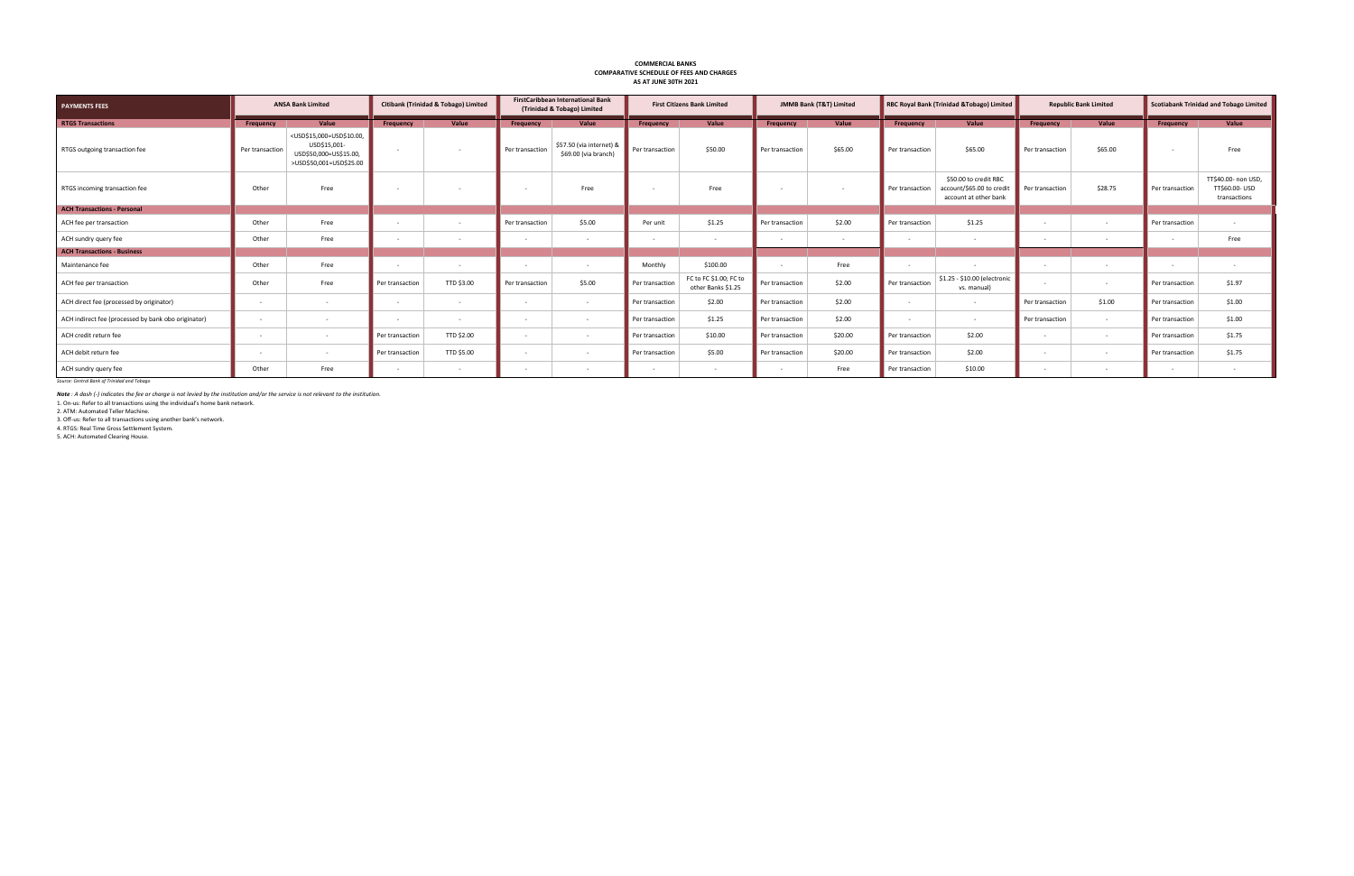**COMMERCIAL BANKS**
**COMPARATIVE SCHEDULE OF FEES AND CHARGES**
**AS AT JUNE 30TH 2021**

| PAYMENTS FEES | ANSA Bank Limited | | Citibank (Trinidad & Tobago) Limited | | FirstCaribbean International Bank (Trinidad & Tobago) Limited | | First Citizens Bank Limited | | JMMB Bank (T&T) Limited | | RBC Royal Bank (Trinidad &Tobago) Limited | | Republic Bank Limited | | Scotiabank Trinidad and Tobago Limited | |
|---|---|---|---|---|---|---|---|---|---|---|---|---|---|---|---|---|
| **RTGS Transactions** | **Frequency** | **Value** | **Frequency** | **Value** | **Frequency** | **Value** | **Frequency** | **Value** | **Frequency** | **Value** | **Frequency** | **Value** | **Frequency** | **Value** | **Frequency** | **Value** |
| RTGS outgoing transaction fee | Per transaction | <USD$15,000=USD$10.00, USD$15,001-USD$50,000=US$15.00, >USD$50,001=USD$25.00 | - | - | Per transaction | $57.50 (via internet) & $69.00 (via branch) | Per transaction | $50.00 | Per transaction | $65.00 | Per transaction | $65.00 | Per transaction | $65.00 | - | Free |
| RTGS incoming transaction fee | Other | Free | - | - | - | Free | - | Free | - | - | Per transaction | $50.00 to credit RBC account/$65.00 to credit account at other bank | Per transaction | $28.75 | Per transaction | TT$40.00- non USD, TT$60.00- USD transactions |
| **ACH Transactions - Personal** | | | | | | | | | | | | | | | | |
| ACH fee per transaction | Other | Free | - | - | Per transaction | $5.00 | Per unit | $1.25 | Per transaction | $2.00 | Per transaction | $1.25 | - | - | Per transaction | - |
| ACH sundry query fee | Other | Free | - | - | - | - | - | - | - | - | - | - | - | - | - | Free |
| **ACH Transactions - Business** | | | | | | | | | | | | | | | | |
| Maintenance fee | Other | Free | - | - | - | - | Monthly | $100.00 | - | Free | - | - | - | - | - | - |
| ACH fee per transaction | Other | Free | Per transaction | TTD $3.00 | Per transaction | $5.00 | Per transaction | FC to FC $1.00; FC to other Banks $1.25 | Per transaction | $2.00 | Per transaction | $1.25 - $10.00 (electronic vs. manual) | - | - | Per transaction | $1.97 |
| ACH direct fee (processed by originator) | - | - | - | - | - | - | Per transaction | $2.00 | Per transaction | $2.00 | - | - | Per transaction | $1.00 | Per transaction | $1.00 |
| ACH indirect fee (processed by bank obo originator) | - | - | - | - | - | - | Per transaction | $1.25 | Per transaction | $2.00 | - | - | Per transaction | - | Per transaction | $1.00 |
| ACH credit return fee | - | - | Per transaction | TTD $2.00 | - | - | Per transaction | $10.00 | Per transaction | $20.00 | Per transaction | $2.00 | - | - | Per transaction | $1.75 |
| ACH debit return fee | - | - | Per transaction | TTD $5.00 | - | - | Per transaction | $5.00 | Per transaction | $20.00 | Per transaction | $2.00 | - | - | Per transaction | $1.75 |
| ACH sundry query fee | Other | Free | - | - | - | - | - | - | - | Free | Per transaction | $10.00 | - | - | - | - |

*Source: Central Bank of Trinidad and Tobago*

***Note** : A dash (-) indicates the fee or charge is not levied by the institution and/or the service is not relevant to the institution.*

1. On-us: Refer to all transactions using the individual's home bank network.
2. ATM: Automated Teller Machine.
3. Off-us: Refer to all transactions using another bank's network.
4. RTGS: Real Time Gross Settlement System.
5. ACH: Automated Clearing House.